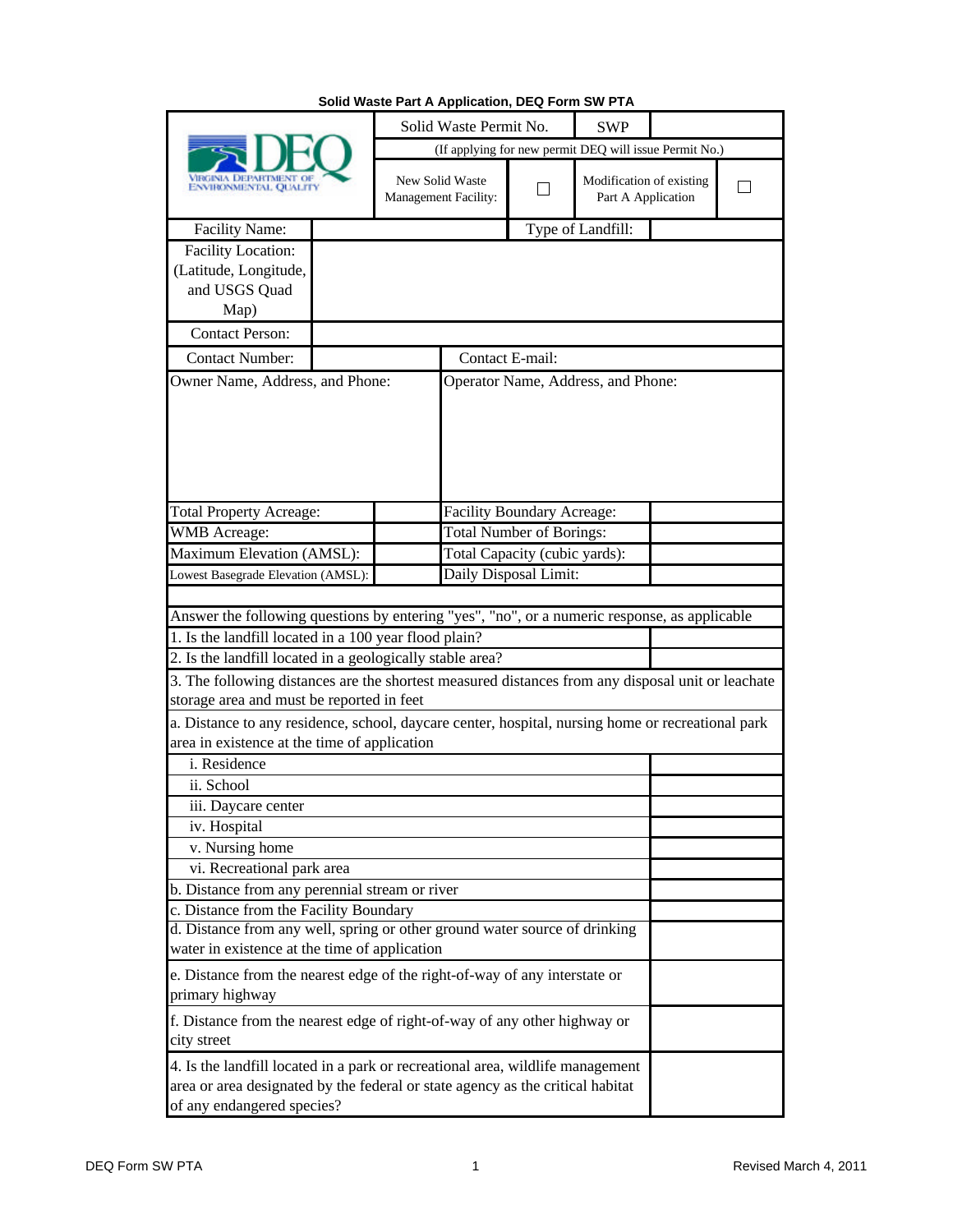**Solid Waste Part A Application, DEQ Form SW PTA**

| VIRGINIA DEPARTMENT OF ENVIRONMENTAL QUALITY | Solid Waste Permit No. | SWP | |
|---|---|---|---|
| | (If applying for new permit DEQ will issue Permit No.) | | |
| | New Solid Waste Management Facility: ☐ | Modification of existing Part A Application ☐ | |

| Facility Name: | | Type of Landfill: | |
|---|---|---|---|
| Facility Location: (Latitude, Longitude, and USGS Quad Map) | | | |
| Contact Person: | | | |
| Contact Number: | | Contact E-mail: | |
| Owner Name, Address, and Phone: | | Operator Name, Address, and Phone: | |
| Total Property Acreage: | | Facility Boundary Acreage: | |
| WMB Acreage: | | Total Number of Borings: | |
| Maximum Elevation (AMSL): | | Total Capacity (cubic yards): | |
| Lowest Basegrade Elevation (AMSL): | | Daily Disposal Limit: | |

| Answer the following questions by entering "yes", "no", or a numeric response, as applicable | |
|---|---|
| 1. Is the landfill located in a 100 year flood plain? | |
| 2. Is the landfill located in a geologically stable area? | |
| 3. The following distances are the shortest measured distances from any disposal unit or leachate storage area and must be reported in feet | |
| a. Distance to any residence, school, daycare center, hospital, nursing home or recreational park area in existence at the time of application | |
| i. Residence | |
| ii. School | |
| iii. Daycare center | |
| iv. Hospital | |
| v. Nursing home | |
| vi. Recreational park area | |
| b. Distance from any perennial stream or river | |
| c. Distance from the Facility Boundary | |
| d. Distance from any well, spring or other ground water source of drinking water in existence at the time of application | |
| e. Distance from the nearest edge of the right-of-way of any interstate or primary highway | |
| f. Distance from the nearest edge of right-of-way of any other highway or city street | |
| 4. Is the landfill located in a park or recreational area, wildlife management area or area designated by the federal or state agency as the critical habitat of any endangered species? | |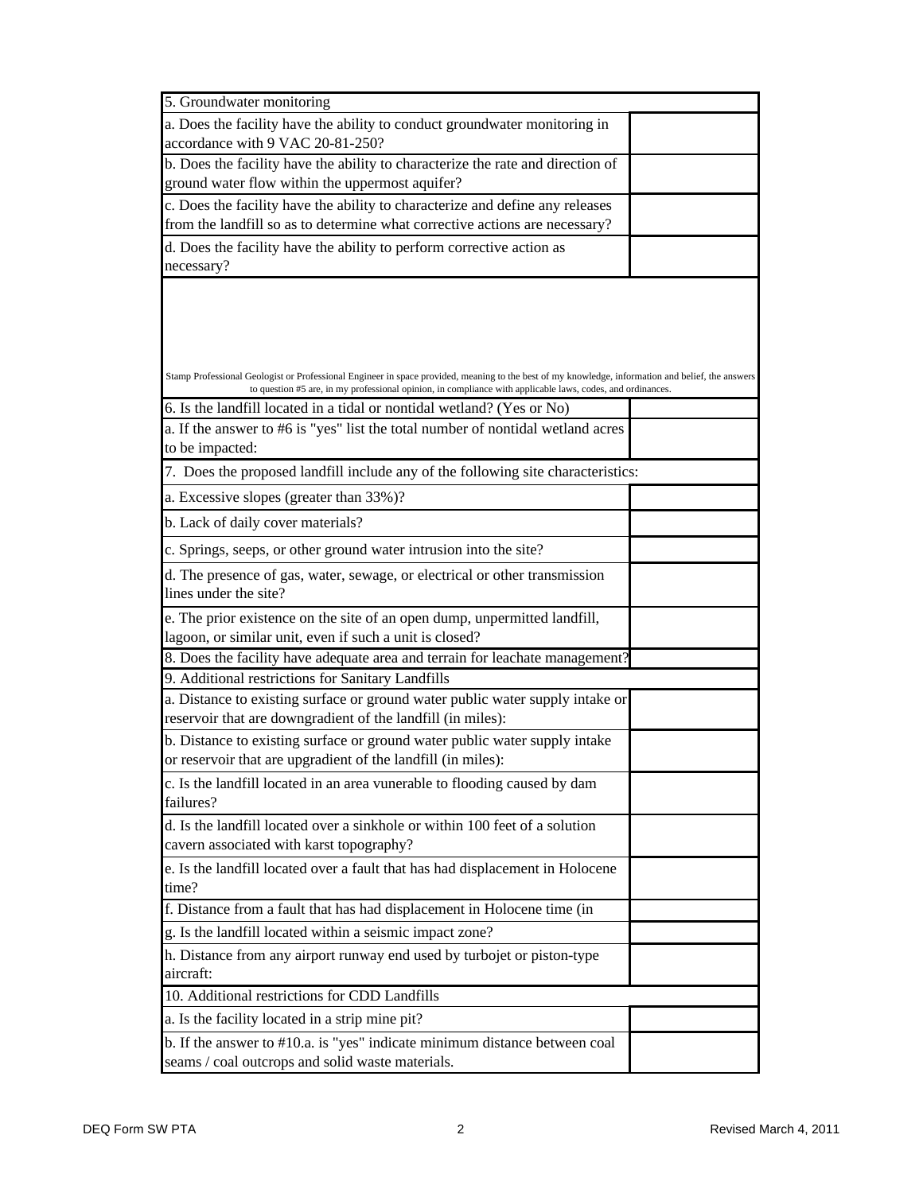| 5. Groundwater monitoring | |
|---|---|
| a. Does the facility have the ability to conduct groundwater monitoring in accordance with 9 VAC 20-81-250? | |
| b. Does the facility have the ability to characterize the rate and direction of ground water flow within the uppermost aquifer? | |
| c. Does the facility have the ability to characterize and define any releases from the landfill so as to determine what corrective actions are necessary? | |
| d. Does the facility have the ability to perform corrective action as necessary? | |

Stamp Professional Geologist or Professional Engineer in space provided, meaning to the best of my knowledge, information and belief, the answers to question #5 are, in my professional opinion, in compliance with applicable laws, codes, and ordinances.

| 6. Is the landfill located in a tidal or nontidal wetland? (Yes or No) | |
|---|---|
| a. If the answer to #6 is "yes" list the total number of nontidal wetland acres to be impacted: | |
| 7. Does the proposed landfill include any of the following site characteristics: | |
| a. Excessive slopes (greater than 33%)? | |
| b. Lack of daily cover materials? | |
| c. Springs, seeps, or other ground water intrusion into the site? | |
| d. The presence of gas, water, sewage, or electrical or other transmission lines under the site? | |
| e. The prior existence on the site of an open dump, unpermitted landfill, lagoon, or similar unit, even if such a unit is closed? | |
| 8. Does the facility have adequate area and terrain for leachate management? | |
| 9. Additional restrictions for Sanitary Landfills | |
| a. Distance to existing surface or ground water public water supply intake or reservoir that are downgradient of the landfill (in miles): | |
| b. Distance to existing surface or ground water public water supply intake or reservoir that are upgradient of the landfill (in miles): | |
| c. Is the landfill located in an area vunerable to flooding caused by dam failures? | |
| d. Is the landfill located over a sinkhole or within 100 feet of a solution cavern associated with karst topography? | |
| e. Is the landfill located over a fault that has had displacement in Holocene time? | |
| f. Distance from a fault that has had displacement in Holocene time (in | |
| g. Is the landfill located within a seismic impact zone? | |
| h. Distance from any airport runway end used by turbojet or piston-type aircraft: | |
| 10. Additional restrictions for CDD Landfills | |
| a. Is the facility located in a strip mine pit? | |
| b. If the answer to #10.a. is "yes" indicate minimum distance between coal seams / coal outcrops and solid waste materials. | |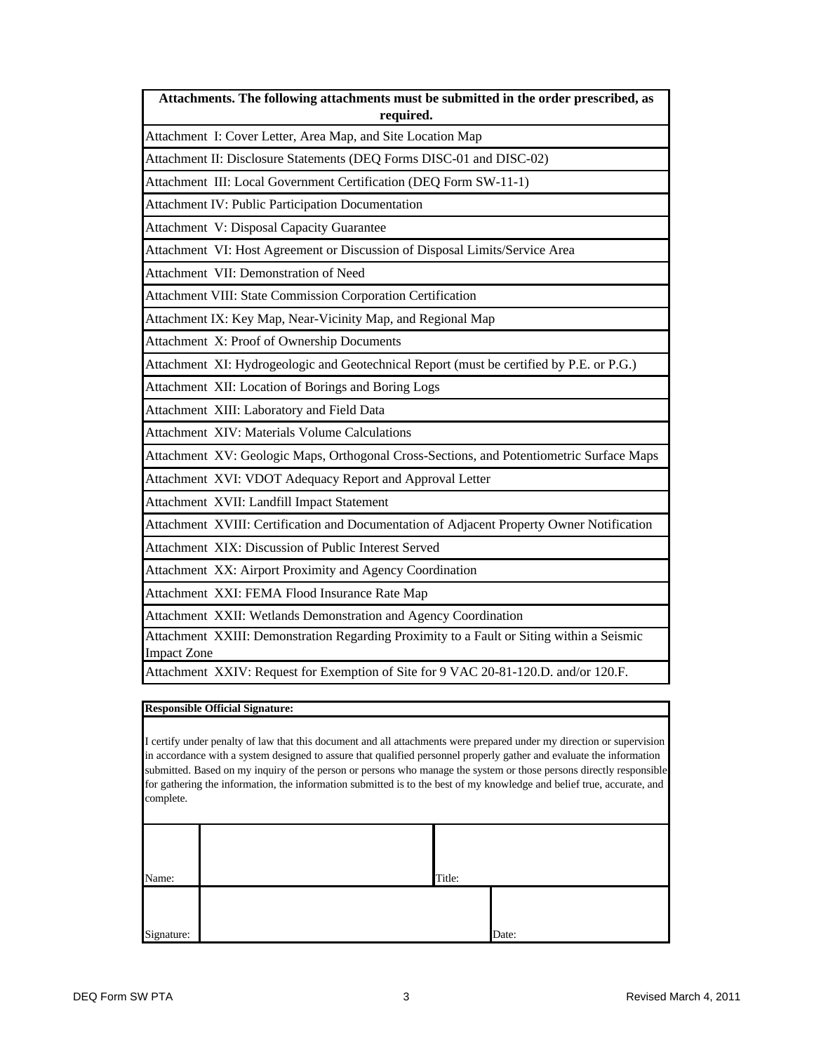| Attachments. The following attachments must be submitted in the order prescribed, as required. |
| --- |
| Attachment I: Cover Letter, Area Map, and Site Location Map |
| Attachment II: Disclosure Statements (DEQ Forms DISC-01 and DISC-02) |
| Attachment III: Local Government Certification (DEQ Form SW-11-1) |
| Attachment IV: Public Participation Documentation |
| Attachment V: Disposal Capacity Guarantee |
| Attachment VI: Host Agreement or Discussion of Disposal Limits/Service Area |
| Attachment VII: Demonstration of Need |
| Attachment VIII: State Commission Corporation Certification |
| Attachment IX: Key Map, Near-Vicinity Map, and Regional Map |
| Attachment X: Proof of Ownership Documents |
| Attachment XI: Hydrogeologic and Geotechnical Report (must be certified by P.E. or P.G.) |
| Attachment XII: Location of Borings and Boring Logs |
| Attachment XIII: Laboratory and Field Data |
| Attachment XIV: Materials Volume Calculations |
| Attachment XV: Geologic Maps, Orthogonal Cross-Sections, and Potentiometric Surface Maps |
| Attachment XVI: VDOT Adequacy Report and Approval Letter |
| Attachment XVII: Landfill Impact Statement |
| Attachment XVIII: Certification and Documentation of Adjacent Property Owner Notification |
| Attachment XIX: Discussion of Public Interest Served |
| Attachment XX: Airport Proximity and Agency Coordination |
| Attachment XXI: FEMA Flood Insurance Rate Map |
| Attachment XXII: Wetlands Demonstration and Agency Coordination |
| Attachment XXIII: Demonstration Regarding Proximity to a Fault or Siting within a Seismic Impact Zone |
| Attachment XXIV: Request for Exemption of Site for 9 VAC 20-81-120.D. and/or 120.F. |

**Responsible Official Signature:**

I certify under penalty of law that this document and all attachments were prepared under my direction or supervision in accordance with a system designed to assure that qualified personnel properly gather and evaluate the information submitted. Based on my inquiry of the person or persons who manage the system or those persons directly responsible for gathering the information, the information submitted is to the best of my knowledge and belief true, accurate, and complete.

| | | | |
| --- | --- | --- | --- |
| Name: | | Title: | |
| Signature: | | Date: | |